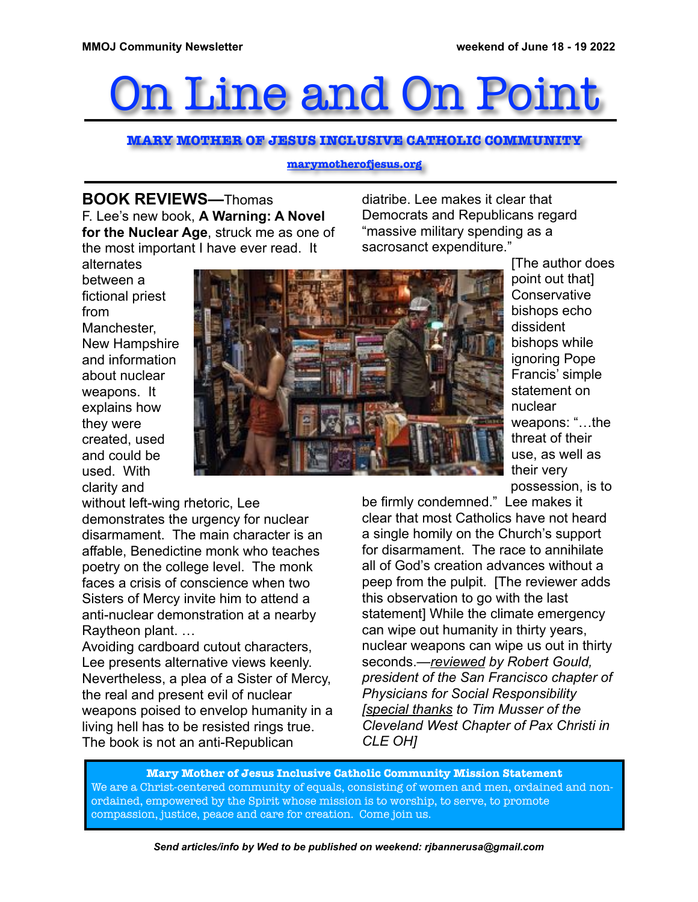# On Line and On Point

**MARY MOTHER OF JESUS INCLUSIVE CATHOLIC COMMUNITY**

marymotherofjesus.org

**BOOK REVIEWS—**Thomas F. Lee's new book, **A Warning: A Novel for the Nuclear Age**, struck me as one of the most important I have ever read. It alternates between a fictional priest from Manchester, New Hampshire and information about nuclear weapons. It explains how they were created, used and could be used. With clarity and without left-wing rhetoric, Lee demonstrates the urgency for nuclear disarmament. The main character is an affable, Benedictine monk who teaches poetry on the college level. The monk faces a crisis of conscience when two Sisters of Mercy invite him to attend a anti-nuclear demonstration at a nearby Raytheon plant. …

Avoiding cardboard cutout characters, Lee presents alternative views keenly. Nevertheless, a plea of a Sister of Mercy, the real and present evil of nuclear weapons poised to envelop humanity in a living hell has to be resisted rings true. The book is not an anti-Republican diatribe. Lee makes it clear that Democrats and Republicans regard "massive military spending as a sacrosanct expenditure."

[The author does point out that] Conservative bishops echo dissident bishops while ignoring Pope Francis' simple statement on nuclear weapons: "…the threat of their use, as well as their very possession, is to be firmly condemned." Lee makes it clear that most Catholics have not heard a single homily on the Church's support for disarmament. The race to annihilate all of God's creation advances without a peep from the pulpit. [The reviewer adds this observation to go with the last statement] While the climate emergency can wipe out humanity in thirty years, nuclear weapons can wipe us out in thirty seconds.—*reviewed by Robert Gould, president of the San Francisco chapter of Physicians for Social Responsibility [special thanks to Tim Musser of the Cleveland West Chapter of Pax Christi in CLE OH]*

**Mary Mother of Jesus Inclusive Catholic Community Mission Statement**

We are a Christ-centered community of equals, consisting of women and men, ordained and non-ordained, empowered by the Spirit whose mission is to worship, to serve, to promote compassion, justice, peace and care for creation. Come join us.

***Send articles/info by Wed to be published on weekend: rjbannerusa@gmail.com***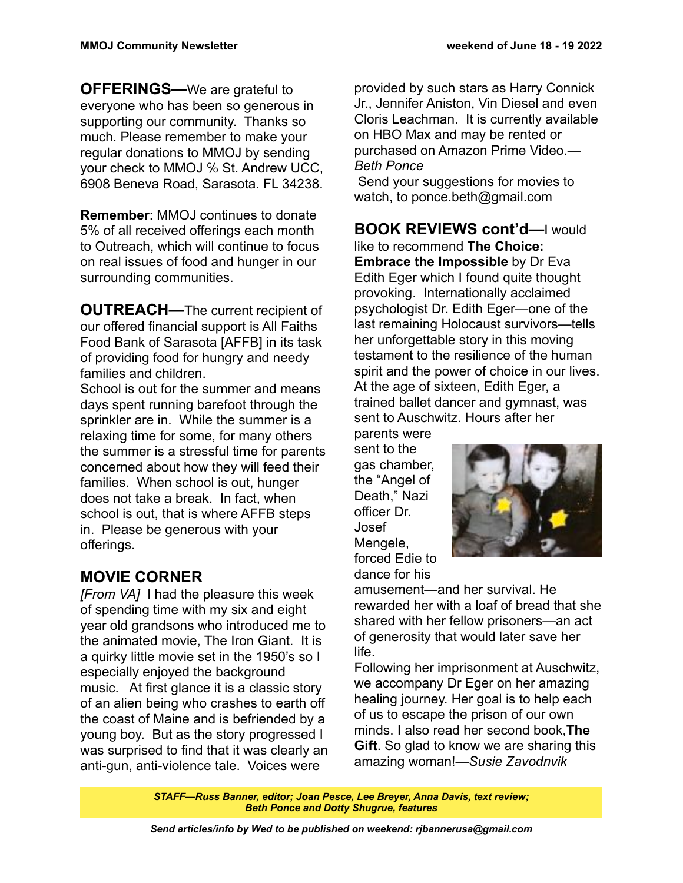**OFFERINGS—**We are grateful to everyone who has been so generous in supporting our community. Thanks so much. Please remember to make your regular donations to MMOJ by sending your check to MMOJ ℅ St. Andrew UCC, 6908 Beneva Road, Sarasota. FL 34238.

**Remember**: MMOJ continues to donate 5% of all received offerings each month to Outreach, which will continue to focus on real issues of food and hunger in our surrounding communities.

**OUTREACH—**The current recipient of our offered financial support is All Faiths Food Bank of Sarasota [AFFB] in its task of providing food for hungry and needy families and children.

School is out for the summer and means days spent running barefoot through the sprinkler are in. While the summer is a relaxing time for some, for many others the summer is a stressful time for parents concerned about how they will feed their families. When school is out, hunger does not take a break. In fact, when school is out, that is where AFFB steps in. Please be generous with your offerings.

## MOVIE CORNER

*[From VA]* I had the pleasure this week of spending time with my six and eight year old grandsons who introduced me to the animated movie, The Iron Giant. It is a quirky little movie set in the 1950's so I especially enjoyed the background music. At first glance it is a classic story of an alien being who crashes to earth off the coast of Maine and is befriended by a young boy. But as the story progressed I was surprised to find that it was clearly an anti-gun, anti-violence tale. Voices were provided by such stars as Harry Connick Jr., Jennifer Aniston, Vin Diesel and even Cloris Leachman. It is currently available on HBO Max and may be rented or purchased on Amazon Prime Video.—*Beth Ponce*

Send your suggestions for movies to watch, to ponce.beth@gmail.com

**BOOK REVIEWS cont'd—**I would like to recommend **The Choice: Embrace the Impossible** by Dr Eva Edith Eger which I found quite thought provoking. Internationally acclaimed psychologist Dr. Edith Eger—one of the last remaining Holocaust survivors—tells her unforgettable story in this moving testament to the resilience of the human spirit and the power of choice in our lives. At the age of sixteen, Edith Eger, a trained ballet dancer and gymnast, was sent to Auschwitz. Hours after her parents were sent to the gas chamber, the "Angel of Death," Nazi officer Dr. Josef Mengele, forced Edie to dance for his amusement—and her survival. He rewarded her with a loaf of bread that she shared with her fellow prisoners—an act of generosity that would later save her life.

Following her imprisonment at Auschwitz, we accompany Dr Eger on her amazing healing journey. Her goal is to help each of us to escape the prison of our own minds. I also read her second book, **The Gift**. So glad to know we are sharing this amazing woman!—*Susie Zavodnvik*

***STAFF—Russ Banner, editor; Joan Pesce, Lee Breyer, Anna Davis, text review; Beth Ponce and Dotty Shugrue, features***

***Send articles/info by Wed to be published on weekend: rjbannerusa@gmail.com***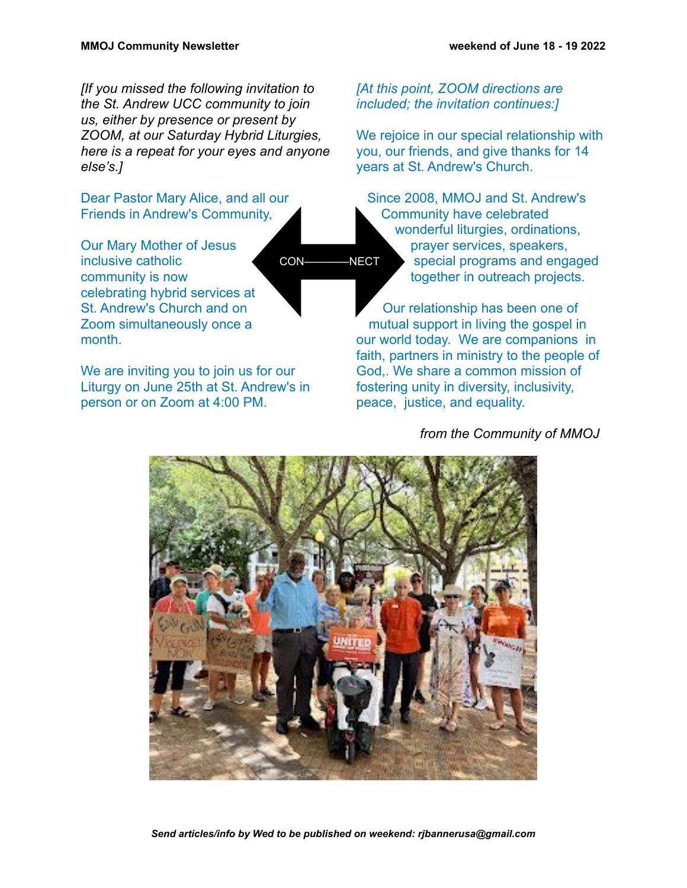*[If you missed the following invitation to the St. Andrew UCC community to join us, either by presence or present by ZOOM, at our Saturday Hybrid Liturgies, here is a repeat for your eyes and anyone else's.]*

Dear Pastor Mary Alice, and all our Friends in Andrew's Community,

Our Mary Mother of Jesus inclusive catholic community is now celebrating hybrid services at St. Andrew's Church and on Zoom simultaneously once a month.

We are inviting you to join us for our Liturgy on June 25th at St. Andrew's in person or on Zoom at 4:00 PM.

CON————NECT

*[At this point, ZOOM directions are included; the invitation continues:]*

We rejoice in our special relationship with you, our friends, and give thanks for 14 years at St. Andrew's Church.

Since 2008, MMOJ and St. Andrew's Community have celebrated wonderful liturgies, ordinations, prayer services, speakers, special programs and engaged together in outreach projects.

Our relationship has been one of mutual support in living the gospel in our world today. We are companions in faith, partners in ministry to the people of God,. We share a common mission of fostering unity in diversity, inclusivity, peace, justice, and equality.

*from the Community of MMOJ*

***Send articles/info by Wed to be published on weekend: rjbannerusa@gmail.com***